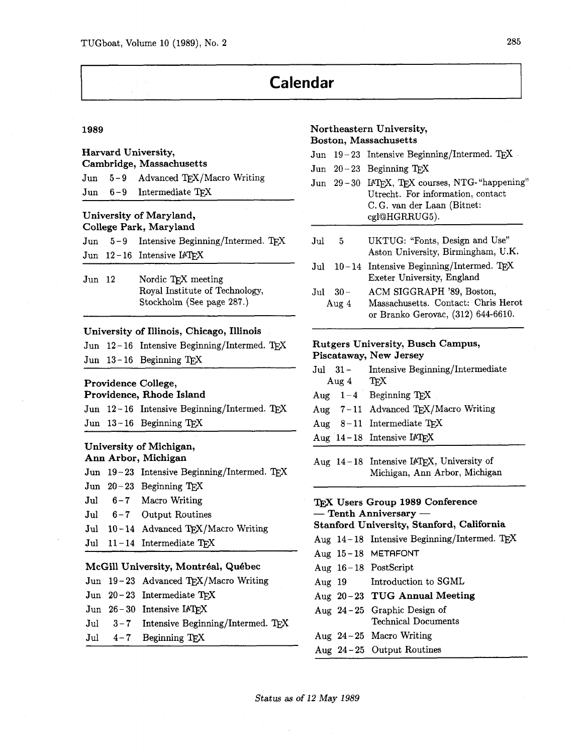# Calendar

## 1989

### Harvard University, Cambridge, Massachusetts

| | | |
|---|---|---|
| Jun | 5 – 9 | Advanced TeX/Macro Writing |
| Jun | 6 – 9 | Intermediate TeX |

### University of Maryland, College Park, Maryland

| | | |
|---|---|---|
| Jun | 5 – 9 | Intensive Beginning/Intermed. TeX |
| Jun | 12 – 16 | Intensive LaTeX |

| | | |
|---|---|---|
| Jun | 12 | Nordic TeX meeting Royal Institute of Technology, Stockholm (See page 287.) |

### University of Illinois, Chicago, Illinois

| | | |
|---|---|---|
| Jun | 12 – 16 | Intensive Beginning/Intermed. TeX |
| Jun | 13 – 16 | Beginning TeX |

### Providence College, Providence, Rhode Island

| | | |
|---|---|---|
| Jun | 12 – 16 | Intensive Beginning/Intermed. TeX |
| Jun | 13 – 16 | Beginning TeX |

### University of Michigan, Ann Arbor, Michigan

| | | |
|---|---|---|
| Jun | 19 – 23 | Intensive Beginning/Intermed. TeX |
| Jun | 20 – 23 | Beginning TeX |
| Jul | 6 – 7 | Macro Writing |
| Jul | 6 – 7 | Output Routines |
| Jul | 10 – 14 | Advanced TeX/Macro Writing |
| Jul | 11 – 14 | Intermediate TeX |

### McGill University, Montréal, Québec

| | | |
|---|---|---|
| Jun | 19 – 23 | Advanced TeX/Macro Writing |
| Jun | 20 – 23 | Intermediate TeX |
| Jun | 26 – 30 | Intensive LaTeX |
| Jul | 3 – 7 | Intensive Beginning/Intermed. TeX |
| Jul | 4 – 7 | Beginning TeX |

### Northeastern University, Boston, Massachusetts

| | | |
|---|---|---|
| Jun | 19 – 23 | Intensive Beginning/Intermed. TeX |
| Jun | 20 – 23 | Beginning TeX |
| Jun | 29 – 30 | LaTeX, TeX courses, NTG-"happening" Utrecht. For information, contact C. G. van der Laan (Bitnet: cgl@HGRRUG5). |

| | | |
|---|---|---|
| Jul | 5 | UKTUG: "Fonts, Design and Use" Aston University, Birmingham, U.K. |
| Jul | 10 – 14 | Intensive Beginning/Intermed. TeX Exeter University, England |
| Jul | 30 – Aug 4 | ACM SIGGRAPH '89, Boston, Massachusetts. Contact: Chris Herot or Branko Gerovac, (312) 644-6610. |

### Rutgers University, Busch Campus, Piscataway, New Jersey

| | | |
|---|---|---|
| Jul | 31 – Aug 4 | Intensive Beginning/Intermediate TeX |
| Aug | 1 – 4 | Beginning TeX |
| Aug | 7 – 11 | Advanced TeX/Macro Writing |
| Aug | 8 – 11 | Intermediate TeX |
| Aug | 14 – 18 | Intensive LaTeX |

| | | |
|---|---|---|
| Aug | 14 – 18 | Intensive LaTeX, University of Michigan, Ann Arbor, Michigan |

### TeX Users Group 1989 Conference — Tenth Anniversary — Stanford University, Stanford, California

| | | |
|---|---|---|
| Aug | 14 – 18 | Intensive Beginning/Intermed. TeX |
| Aug | 15 – 18 | METAFONT |
| Aug | 16 – 18 | PostScript |
| Aug | 19 | Introduction to SGML |
| Aug | 20 – 23 | **TUG Annual Meeting** |
| Aug | 24 – 25 | Graphic Design of Technical Documents |
| Aug | 24 – 25 | Macro Writing |
| Aug | 24 – 25 | Output Routines |

*Status as of 12 May 1989*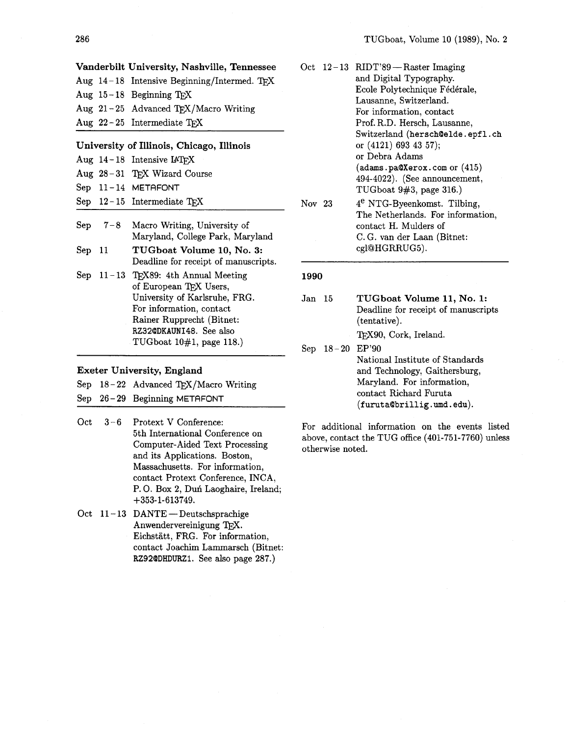**Vanderbilt University, Nashville, Tennessee**

| | |
|---|---|
| Aug 14–18 | Intensive Beginning/Intermed. TeX |
| Aug 15–18 | Beginning TeX |
| Aug 21–25 | Advanced TeX/Macro Writing |
| Aug 22–25 | Intermediate TeX |

**University of Illinois, Chicago, Illinois**

| | |
|---|---|
| Aug 14–18 | Intensive LaTeX |
| Aug 28–31 | TeX Wizard Course |
| Sep 11–14 | METAFONT |
| Sep 12–15 | Intermediate TeX |

| | |
|---|---|
| Sep 7–8 | Macro Writing, University of Maryland, College Park, Maryland |
| Sep 11 | **TUGboat Volume 10, No. 3:** Deadline for receipt of manuscripts. |
| Sep 11–13 | TeX89: 4th Annual Meeting of European TeX Users, University of Karlsruhe, FRG. For information, contact Rainer Rupprecht (Bitnet: RZ32@DKAUNI48. See also TUGboat 10#1, page 118.) |

**Exeter University, England**

| | |
|---|---|
| Sep 18–22 | Advanced TeX/Macro Writing |
| Sep 26–29 | Beginning METAFONT |

| | |
|---|---|
| Oct 3–6 | Protext V Conference: 5th International Conference on Computer-Aided Text Processing and its Applications. Boston, Massachusetts. For information, contact Protext Conference, INCA, P. O. Box 2, Duń Laoghaire, Ireland; +353-1-613749. |
| Oct 11–13 | DANTE — Deutschsprachige Anwendervereinigung TeX. Eichstätt, FRG. For information, contact Joachim Lammarsch (Bitnet: RZ92@DHDURZ1. See also page 287.) |
| Oct 12–13 | RIDT'89 — Raster Imaging and Digital Typography. Ecole Polytechnique Fédérale, Lausanne, Switzerland. For information, contact Prof. R.D. Hersch, Lausanne, Switzerland (hersch@elde.epfl.ch or (4121) 693 43 57); or Debra Adams (adams.pa@Xerox.com or (415) 494-4022). (See announcement, TUGboat 9#3, page 316.) |
| Nov 23 | 4e NTG-Byeenkomst. Tilbing, The Netherlands. For information, contact H. Mulders of C. G. van der Laan (Bitnet: cgl@HGRRUG5). |

**1990**

| | |
|---|---|
| Jan 15 | **TUGboat Volume 11, No. 1:** Deadline for receipt of manuscripts (tentative). |
| | TeX90, Cork, Ireland. |
| Sep 18–20 | EP'90 National Institute of Standards and Technology, Gaithersburg, Maryland. For information, contact Richard Furuta (furuta@brillig.umd.edu). |

For additional information on the events listed above, contact the TUG office (401-751-7760) unless otherwise noted.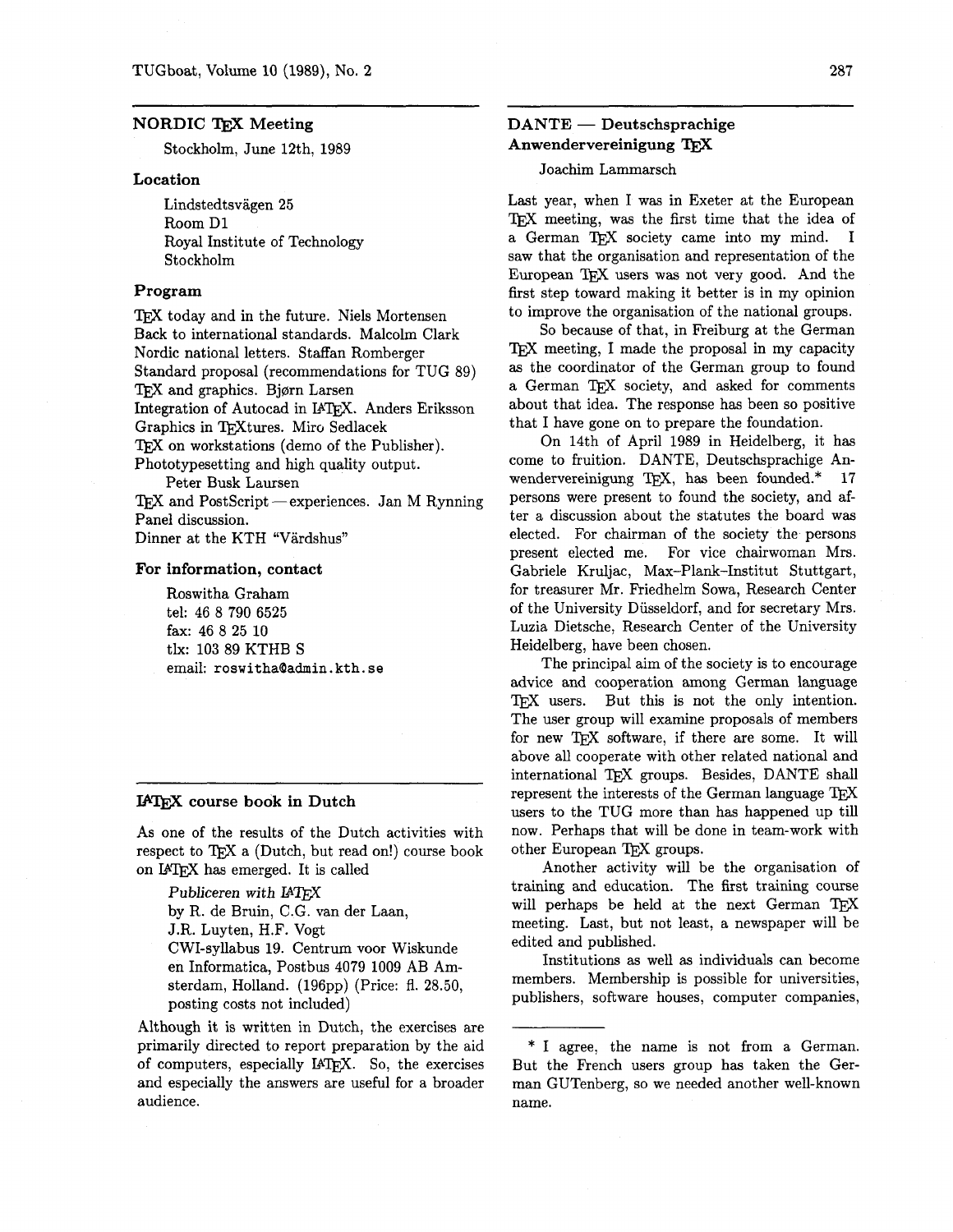## NORDIC TEX Meeting

Stockholm, June 12th, 1989

### Location

Lindstedtsvägen 25
Room D1
Royal Institute of Technology
Stockholm

### Program

TEX today and in the future. Niels Mortensen
Back to international standards. Malcolm Clark
Nordic national letters. Staffan Romberger
Standard proposal (recommendations for TUG 89)
TEX and graphics. Bjørn Larsen
Integration of Autocad in LATEX. Anders Eriksson
Graphics in TEXtures. Miro Sedlacek
TEX on workstations (demo of the Publisher).
Phototypesetting and high quality output.
Peter Busk Laursen
TEX and PostScript — experiences. Jan M Rynning
Panel discussion.
Dinner at the KTH "Värdshus"

### For information, contact

Roswitha Graham
tel: 46 8 790 6525
fax: 46 8 25 10
tlx: 103 89 KTHB S
email: `roswitha@admin.kth.se`

## LATEX course book in Dutch

As one of the results of the Dutch activities with respect to TEX a (Dutch, but read on!) course book on LATEX has emerged. It is called

> *Publiceren with LATEX*
> by R. de Bruin, C.G. van der Laan,
> J.R. Luyten, H.F. Vogt
> CWI-syllabus 19. Centrum voor Wiskunde en Informatica, Postbus 4079 1009 AB Amsterdam, Holland. (196pp) (Price: fl. 28.50, posting costs not included)

Although it is written in Dutch, the exercises are primarily directed to report preparation by the aid of computers, especially LATEX. So, the exercises and especially the answers are useful for a broader audience.

## DANTE — Deutschsprachige Anwendervereinigung TEX

Joachim Lammarsch

Last year, when I was in Exeter at the European TEX meeting, was the first time that the idea of a German TEX society came into my mind. I saw that the organisation and representation of the European TEX users was not very good. And the first step toward making it better is in my opinion to improve the organisation of the national groups.

So because of that, in Freiburg at the German TEX meeting, I made the proposal in my capacity as the coordinator of the German group to found a German TEX society, and asked for comments about that idea. The response has been so positive that I have gone on to prepare the foundation.

On 14th of April 1989 in Heidelberg, it has come to fruition. DANTE, Deutschsprachige Anwendervereinigung TEX, has been founded.* 17 persons were present to found the society, and after a discussion about the statutes the board was elected. For chairman of the society the persons present elected me. For vice chairwoman Mrs. Gabriele Kruljac, Max-Plank-Institut Stuttgart, for treasurer Mr. Friedhelm Sowa, Research Center of the University Düsseldorf, and for secretary Mrs. Luzia Dietsche, Research Center of the University Heidelberg, have been chosen.

The principal aim of the society is to encourage advice and cooperation among German language TEX users. But this is not the only intention. The user group will examine proposals of members for new TEX software, if there are some. It will above all cooperate with other related national and international TEX groups. Besides, DANTE shall represent the interests of the German language TEX users to the TUG more than has happened up till now. Perhaps that will be done in team-work with other European TEX groups.

Another activity will be the organisation of training and education. The first training course will perhaps be held at the next German TEX meeting. Last, but not least, a newspaper will be edited and published.

Institutions as well as individuals can become members. Membership is possible for universities, publishers, software houses, computer companies,

---

* I agree, the name is not from a German. But the French users group has taken the German GUTenberg, so we needed another well-known name.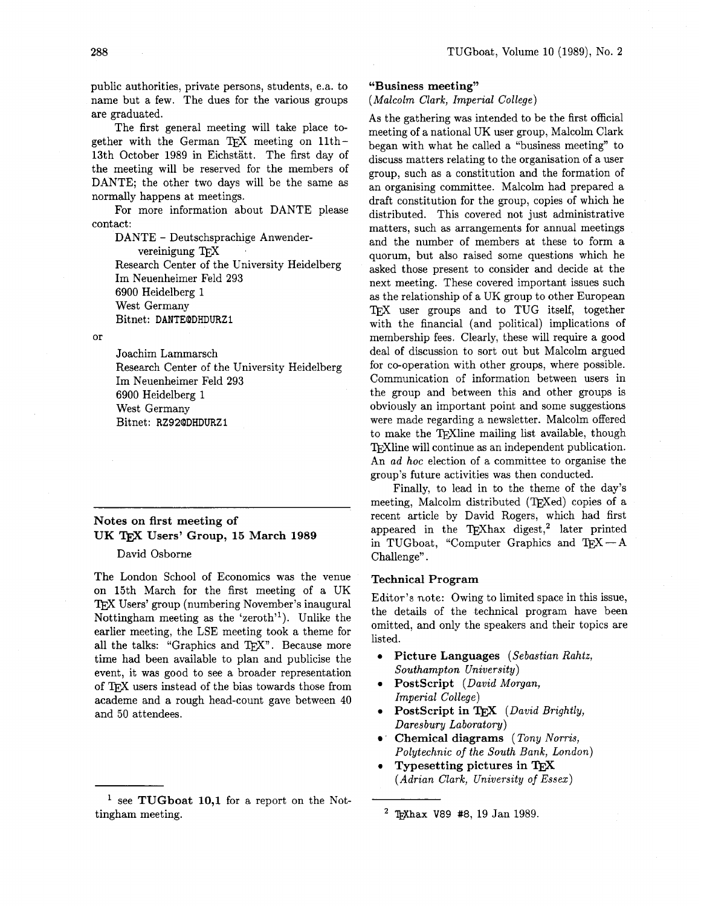public authorities, private persons, students, e.a. to name but a few. The dues for the various groups are graduated.

The first general meeting will take place together with the German TeX meeting on 11th–13th October 1989 in Eichstätt. The first day of the meeting will be reserved for the members of DANTE; the other two days will be the same as normally happens at meetings.

For more information about DANTE please contact:

> DANTE – Deutschsprachige Anwendervereinigung TeX
> Research Center of the University Heidelberg
> Im Neuenheimer Feld 293
> 6900 Heidelberg 1
> West Germany
> Bitnet: `DANTE@DHDURZ1`

or

> Joachim Lammarsch
> Research Center of the University Heidelberg
> Im Neuenheimer Feld 293
> 6900 Heidelberg 1
> West Germany
> Bitnet: `RZ92@DHDURZ1`

---

## Notes on first meeting of UK TeX Users' Group, 15 March 1989

David Osborne

The London School of Economics was the venue on 15th March for the first meeting of a UK TeX Users' group (numbering November's inaugural Nottingham meeting as the 'zeroth'[1]). Unlike the earlier meeting, the LSE meeting took a theme for all the talks: "Graphics and TeX". Because more time had been available to plan and publicise the event, it was good to see a broader representation of TeX users instead of the bias towards those from academe and a rough head-count gave between 40 and 50 attendees.

[1] see **TUGboat 10,1** for a report on the Nottingham meeting.

### "Business meeting"

*(Malcolm Clark, Imperial College)*

As the gathering was intended to be the first official meeting of a national UK user group, Malcolm Clark began with what he called a "business meeting" to discuss matters relating to the organisation of a user group, such as a constitution and the formation of an organising committee. Malcolm had prepared a draft constitution for the group, copies of which he distributed. This covered not just administrative matters, such as arrangements for annual meetings and the number of members at these to form a quorum, but also raised some questions which he asked those present to consider and decide at the next meeting. These covered important issues such as the relationship of a UK group to other European TeX user groups and to TUG itself, together with the financial (and political) implications of membership fees. Clearly, these will require a good deal of discussion to sort out but Malcolm argued for co-operation with other groups, where possible. Communication of information between users in the group and between this and other groups is obviously an important point and some suggestions were made regarding a newsletter. Malcolm offered to make the TeXline mailing list available, though TeXline will continue as an independent publication. An *ad hoc* election of a committee to organise the group's future activities was then conducted.

Finally, to lead in to the theme of the day's meeting, Malcolm distributed (TeXed) copies of a recent article by David Rogers, which had first appeared in the TeXhax digest,[2] later printed in TUGboat, "Computer Graphics and TeX — A Challenge".

[2] TeXhax V89 #8, 19 Jan 1989.

### Technical Program

Editor's note: Owing to limited space in this issue, the details of the technical program have been omitted, and only the speakers and their topics are listed.

- **Picture Languages** *(Sebastian Rahtz, Southampton University)*
- **PostScript** *(David Morgan, Imperial College)*
- **PostScript in TeX** *(David Brightly, Daresbury Laboratory)*
- **Chemical diagrams** *(Tony Norris, Polytechnic of the South Bank, London)*
- **Typesetting pictures in TeX** *(Adrian Clark, University of Essex)*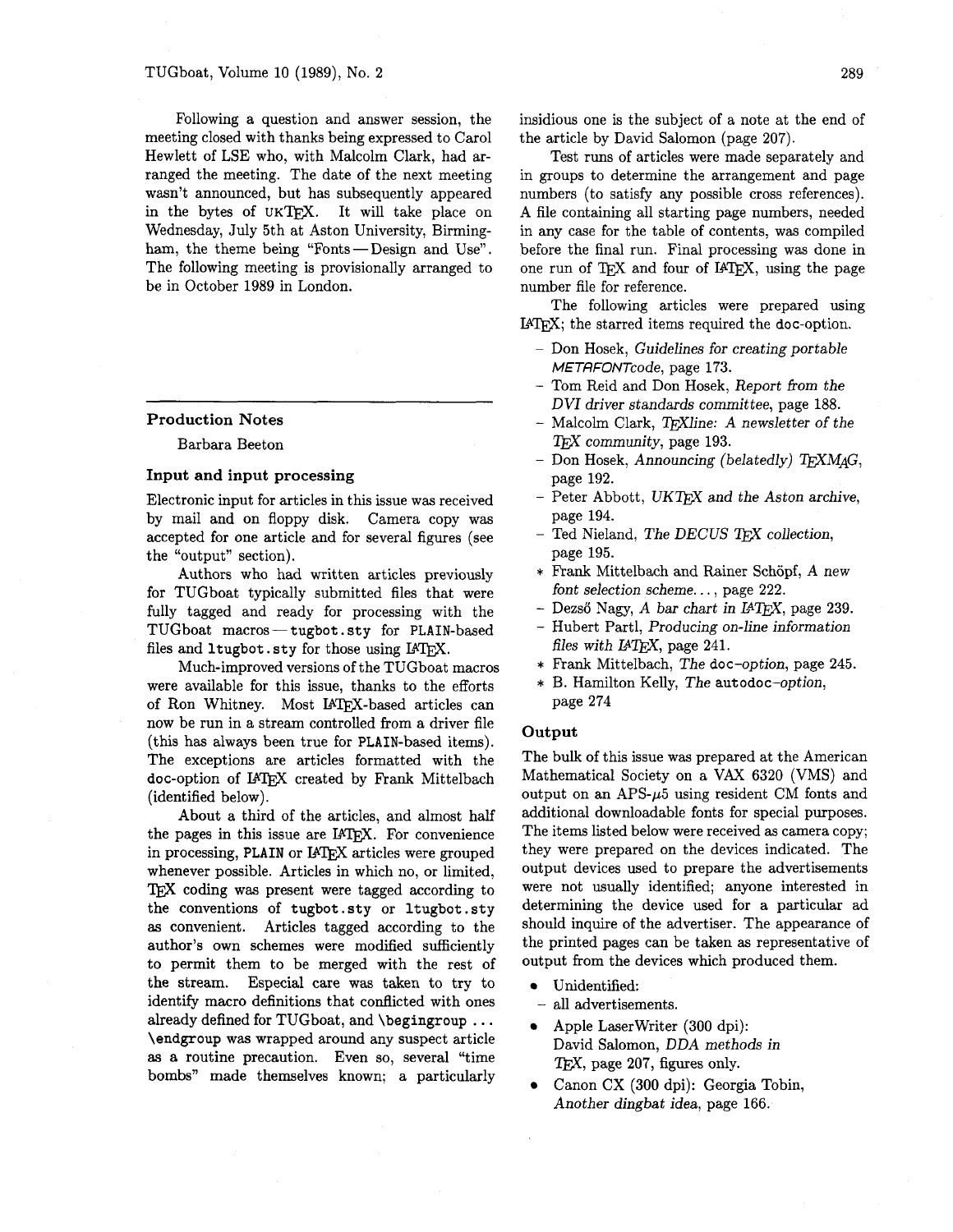Following a question and answer session, the meeting closed with thanks being expressed to Carol Hewlett of LSE who, with Malcolm Clark, had arranged the meeting. The date of the next meeting wasn't announced, but has subsequently appeared in the bytes of UKTEX. It will take place on Wednesday, July 5th at Aston University, Birmingham, the theme being "Fonts — Design and Use". The following meeting is provisionally arranged to be in October 1989 in London.

## Production Notes

Barbara Beeton

### Input and input processing

Electronic input for articles in this issue was received by mail and on floppy disk. Camera copy was accepted for one article and for several figures (see the "output" section).

Authors who had written articles previously for TUGboat typically submitted files that were fully tagged and ready for processing with the TUGboat macros — `tugbot.sty` for PLAIN-based files and `ltugbot.sty` for those using LATEX.

Much-improved versions of the TUGboat macros were available for this issue, thanks to the efforts of Ron Whitney. Most LATEX-based articles can now be run in a stream controlled from a driver file (this has always been true for PLAIN-based items). The exceptions are articles formatted with the doc-option of LATEX created by Frank Mittelbach (identified below).

About a third of the articles, and almost half the pages in this issue are LATEX. For convenience in processing, PLAIN or LATEX articles were grouped whenever possible. Articles in which no, or limited, TEX coding was present were tagged according to the conventions of `tugbot.sty` or `ltugbot.sty` as convenient. Articles tagged according to the author's own schemes were modified sufficiently to permit them to be merged with the rest of the stream. Especial care was taken to try to identify macro definitions that conflicted with ones already defined for TUGboat, and `\begingroup ... \endgroup` was wrapped around any suspect article as a routine precaution. Even so, several "time bombs" made themselves known; a particularly insidious one is the subject of a note at the end of the article by David Salomon (page 207).

Test runs of articles were made separately and in groups to determine the arrangement and page numbers (to satisfy any possible cross references). A file containing all starting page numbers, needed in any case for the table of contents, was compiled before the final run. Final processing was done in one run of TEX and four of LATEX, using the page number file for reference.

The following articles were prepared using LATEX; the starred items required the doc-option.

- Don Hosek, *Guidelines for creating portable METAFONTcode*, page 173.
- Tom Reid and Don Hosek, *Report from the DVI driver standards committee*, page 188.
- Malcolm Clark, *TEXline: A newsletter of the TEX community*, page 193.
- Don Hosek, *Announcing (belatedly) TEXMAG*, page 192.
- Peter Abbott, *UKTEX and the Aston archive*, page 194.
- Ted Nieland, *The DECUS TEX collection*, page 195.
- \* Frank Mittelbach and Rainer Schöpf, *A new font selection scheme...*, page 222.
- Dezső Nagy, *A bar chart in LATEX*, page 239.
- Hubert Partl, *Producing on-line information files with LATEX*, page 241.
- \* Frank Mittelbach, *The doc-option*, page 245.
- \* B. Hamilton Kelly, *The autodoc-option*, page 274

### Output

The bulk of this issue was prepared at the American Mathematical Society on a VAX 6320 (VMS) and output on an APS-$\mu$5 using resident CM fonts and additional downloadable fonts for special purposes. The items listed below were received as camera copy; they were prepared on the devices indicated. The output devices used to prepare the advertisements were not usually identified; anyone interested in determining the device used for a particular ad should inquire of the advertiser. The appearance of the printed pages can be taken as representative of output from the devices which produced them.

- Unidentified:
  - all advertisements.
- Apple LaserWriter (300 dpi): David Salomon, *DDA methods in TEX*, page 207, figures only.
- Canon CX (300 dpi): Georgia Tobin, *Another dingbat idea*, page 166.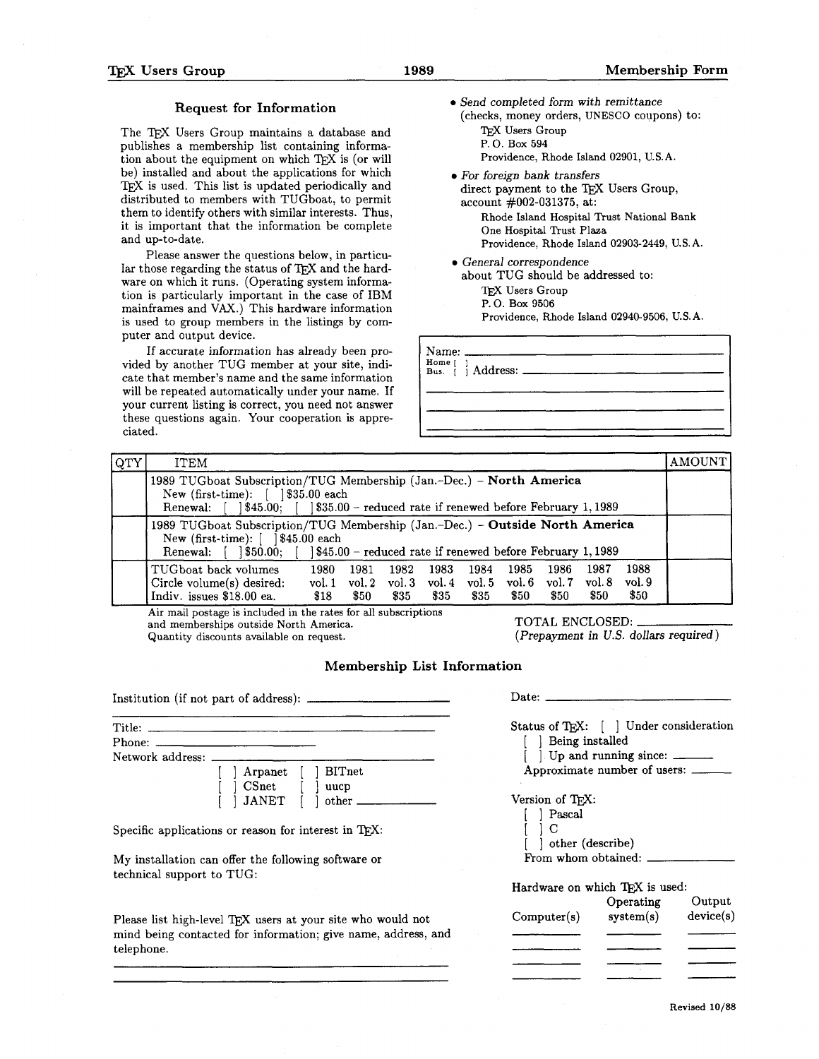## Request for Information

The TEX Users Group maintains a database and publishes a membership list containing information about the equipment on which TEX is (or will be) installed and about the applications for which TEX is used. This list is updated periodically and distributed to members with TUGboat, to permit them to identify others with similar interests. Thus, it is important that the information be complete and up-to-date.

Please answer the questions below, in particular those regarding the status of TEX and the hardware on which it runs. (Operating system information is particularly important in the case of IBM mainframes and VAX.) This hardware information is used to group members in the listings by computer and output device.

If accurate information has already been provided by another TUG member at your site, indicate that member's name and the same information will be repeated automatically under your name. If your current listing is correct, you need not answer these questions again. Your cooperation is appreciated.

- *Send completed form with remittance* (checks, money orders, UNESCO coupons) to:
  TEX Users Group
  P. O. Box 594
  Providence, Rhode Island 02901, U.S.A.
- *For foreign bank transfers* direct payment to the TEX Users Group, account #002-031375, at:
  Rhode Island Hospital Trust National Bank
  One Hospital Trust Plaza
  Providence, Rhode Island 02903-2449, U.S.A.
- *General correspondence* about TUG should be addressed to:
  TEX Users Group
  P. O. Box 9506
  Providence, Rhode Island 02940-9506, U.S.A.

Name: \_\_\_\_\_\_\_\_\_\_\_\_\_\_\_\_

Home [ ] Bus. [ ] Address: \_\_\_\_\_\_\_\_\_\_\_\_\_\_\_\_

| QTY | ITEM | AMOUNT |
|---|---|---|
| | 1989 TUGboat Subscription/TUG Membership (Jan.–Dec.) – **North America**<br>New (first-time): [ ] $35.00 each<br>Renewal: [ ] $45.00; [ ] $35.00 – reduced rate if renewed before February 1, 1989 | |
| | 1989 TUGboat Subscription/TUG Membership (Jan.–Dec.) – **Outside North America**<br>New (first-time): [ ] $45.00 each<br>Renewal: [ ] $50.00; [ ] $45.00 – reduced rate if renewed before February 1, 1989 | |
| | TUGboat back volumes: 1980 vol. 1 $18; 1981 vol. 2 $50; 1982 vol. 3 $35; 1983 vol. 4 $35; 1984 vol. 5 $35; 1985 vol. 6 $50; 1986 vol. 7 $50; 1987 vol. 8 $50; 1988 vol. 9 $50<br>Circle volume(s) desired<br>Indiv. issues $18.00 ea. | |

Air mail postage is included in the rates for all subscriptions and memberships outside North America.
Quantity discounts available on request.

TOTAL ENCLOSED: \_\_\_\_\_\_\_\_
(*Prepayment in U.S. dollars required*)

## Membership List Information

Institution (if not part of address): \_\_\_\_\_\_\_\_\_\_\_\_\_\_\_\_

Title: \_\_\_\_\_\_\_\_\_\_\_\_\_\_\_\_

Phone: \_\_\_\_\_\_\_\_\_\_\_\_\_\_\_\_

Network address: \_\_\_\_\_\_\_\_\_\_\_\_\_\_\_\_

[ ] Arpanet [ ] BITnet
[ ] CSnet [ ] uucp
[ ] JANET [ ] other \_\_\_\_\_\_\_\_

Specific applications or reason for interest in TEX:

My installation can offer the following software or technical support to TUG:

Please list high-level TEX users at your site who would not mind being contacted for information; give name, address, and telephone.

Date: \_\_\_\_\_\_\_\_\_\_\_\_\_\_\_\_

Status of TEX: [ ] Under consideration
[ ] Being installed
[ ] Up and running since: \_\_\_\_\_\_
Approximate number of users: \_\_\_\_\_\_

Version of TEX:
[ ] Pascal
[ ] C
[ ] other (describe)
From whom obtained: \_\_\_\_\_\_\_\_

Hardware on which TEX is used:

| Computer(s) | Operating system(s) | Output device(s) |
|---|---|---|
| | | |
| | | |
| | | |
| | | |

Revised 10/88